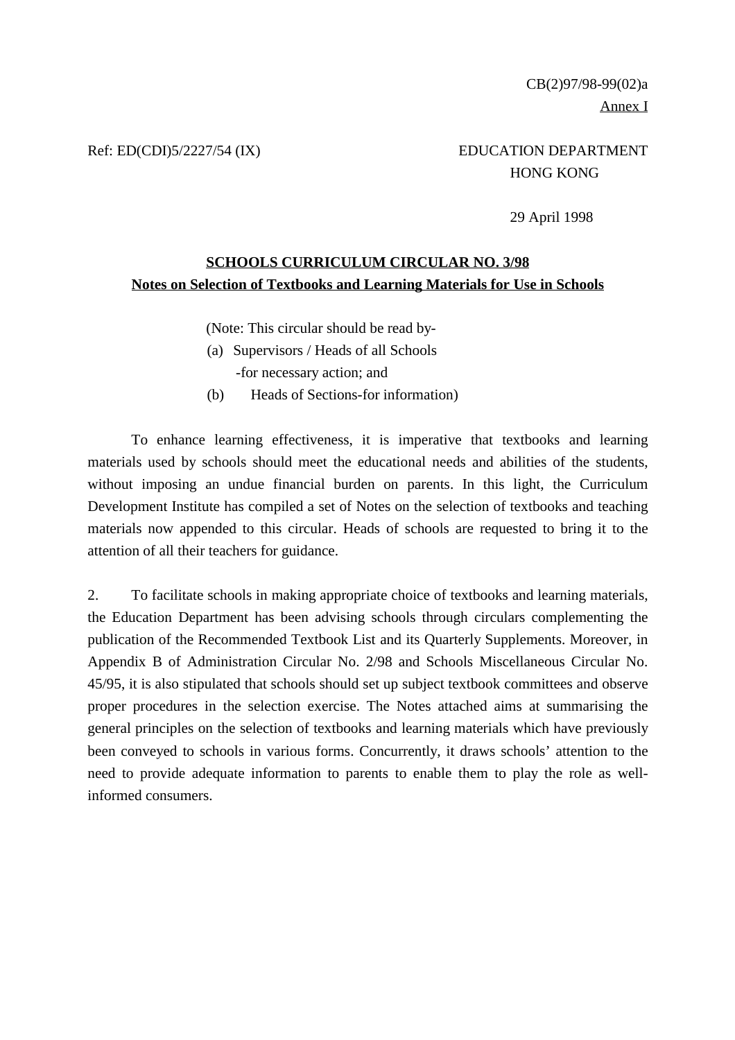CB(2)97/98-99(02)a

Annex I

Ref: ED(CDI)5/2227/54 (IX)

EDUCATION DEPARTMENT
HONG KONG

29 April 1998

## SCHOOLS CURRICULUM CIRCULAR NO. 3/98

### Notes on Selection of Textbooks and Learning Materials for Use in Schools

(Note: This circular should be read by-

(a) Supervisors / Heads of all Schools
-for necessary action; and

(b) Heads of Sections-for information)

To enhance learning effectiveness, it is imperative that textbooks and learning materials used by schools should meet the educational needs and abilities of the students, without imposing an undue financial burden on parents. In this light, the Curriculum Development Institute has compiled a set of Notes on the selection of textbooks and teaching materials now appended to this circular. Heads of schools are requested to bring it to the attention of all their teachers for guidance.

2. To facilitate schools in making appropriate choice of textbooks and learning materials, the Education Department has been advising schools through circulars complementing the publication of the Recommended Textbook List and its Quarterly Supplements. Moreover, in Appendix B of Administration Circular No. 2/98 and Schools Miscellaneous Circular No. 45/95, it is also stipulated that schools should set up subject textbook committees and observe proper procedures in the selection exercise. The Notes attached aims at summarising the general principles on the selection of textbooks and learning materials which have previously been conveyed to schools in various forms. Concurrently, it draws schools' attention to the need to provide adequate information to parents to enable them to play the role as well-informed consumers.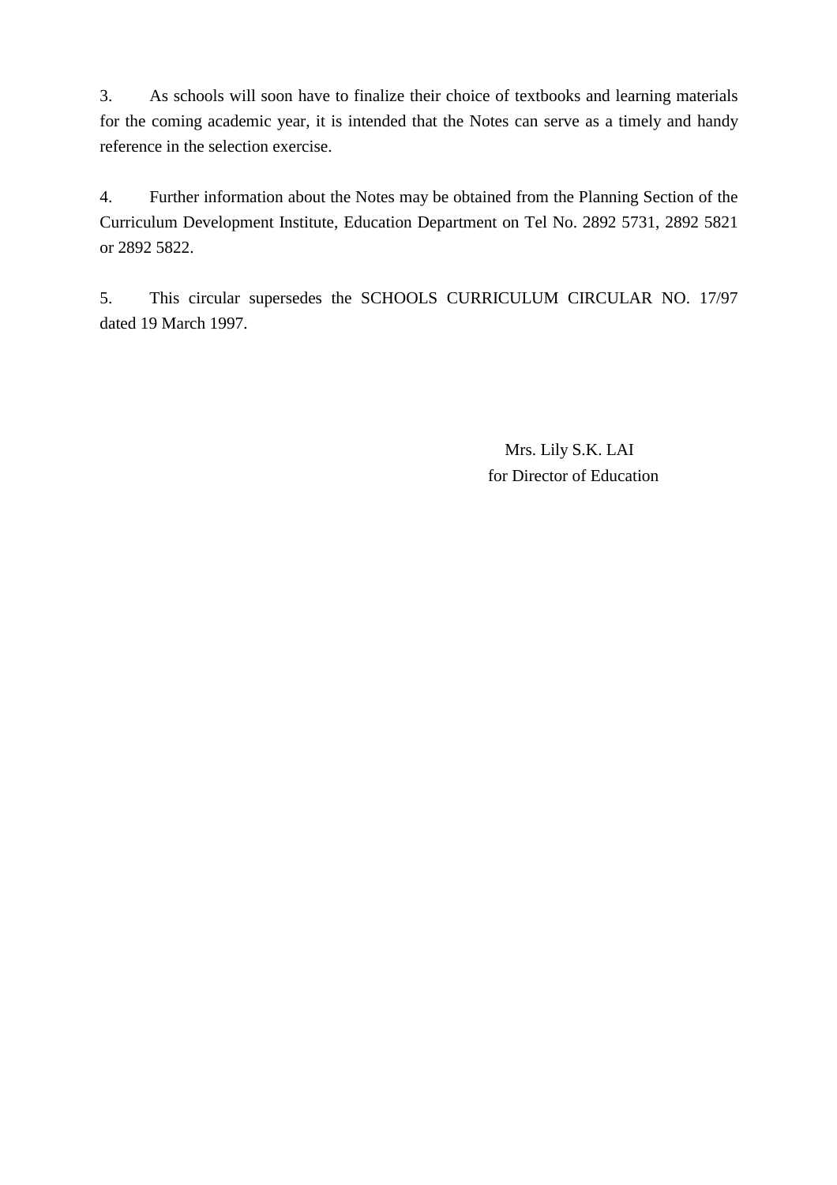3. As schools will soon have to finalize their choice of textbooks and learning materials for the coming academic year, it is intended that the Notes can serve as a timely and handy reference in the selection exercise.

4. Further information about the Notes may be obtained from the Planning Section of the Curriculum Development Institute, Education Department on Tel No. 2892 5731, 2892 5821 or 2892 5822.

5. This circular supersedes the SCHOOLS CURRICULUM CIRCULAR NO. 17/97 dated 19 March 1997.

Mrs. Lily S.K. LAI
for Director of Education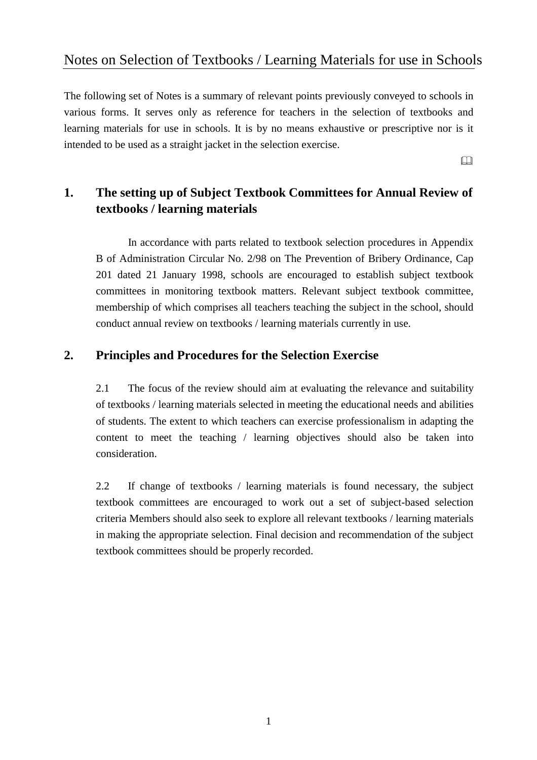# Notes on Selection of Textbooks / Learning Materials for use in Schools

The following set of Notes is a summary of relevant points previously conveyed to schools in various forms. It serves only as reference for teachers in the selection of textbooks and learning materials for use in schools. It is by no means exhaustive or prescriptive nor is it intended to be used as a straight jacket in the selection exercise.

## 1. The setting up of Subject Textbook Committees for Annual Review of textbooks / learning materials

In accordance with parts related to textbook selection procedures in Appendix B of Administration Circular No. 2/98 on The Prevention of Bribery Ordinance, Cap 201 dated 21 January 1998, schools are encouraged to establish subject textbook committees in monitoring textbook matters. Relevant subject textbook committee, membership of which comprises all teachers teaching the subject in the school, should conduct annual review on textbooks / learning materials currently in use.

## 2. Principles and Procedures for the Selection Exercise

2.1 The focus of the review should aim at evaluating the relevance and suitability of textbooks / learning materials selected in meeting the educational needs and abilities of students. The extent to which teachers can exercise professionalism in adapting the content to meet the teaching / learning objectives should also be taken into consideration.

2.2 If change of textbooks / learning materials is found necessary, the subject textbook committees are encouraged to work out a set of subject-based selection criteria Members should also seek to explore all relevant textbooks / learning materials in making the appropriate selection. Final decision and recommendation of the subject textbook committees should be properly recorded.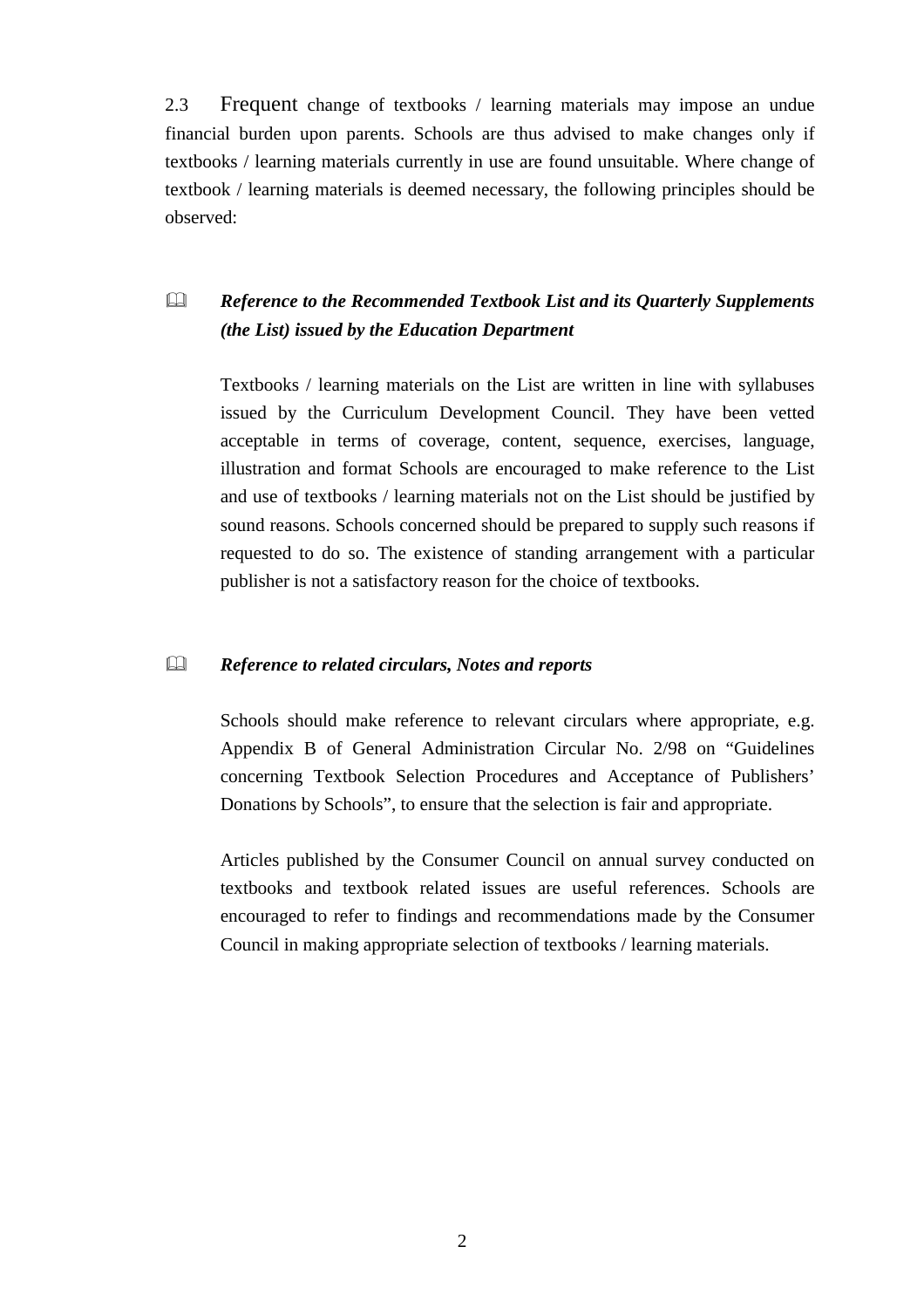2.3 Frequent change of textbooks / learning materials may impose an undue financial burden upon parents. Schools are thus advised to make changes only if textbooks / learning materials currently in use are found unsuitable. Where change of textbook / learning materials is deemed necessary, the following principles should be observed:

- ***Reference to the Recommended Textbook List and its Quarterly Supplements (the List) issued by the Education Department***

  Textbooks / learning materials on the List are written in line with syllabuses issued by the Curriculum Development Council. They have been vetted acceptable in terms of coverage, content, sequence, exercises, language, illustration and format Schools are encouraged to make reference to the List and use of textbooks / learning materials not on the List should be justified by sound reasons. Schools concerned should be prepared to supply such reasons if requested to do so. The existence of standing arrangement with a particular publisher is not a satisfactory reason for the choice of textbooks.

- ***Reference to related circulars, Notes and reports***

  Schools should make reference to relevant circulars where appropriate, e.g. Appendix B of General Administration Circular No. 2/98 on "Guidelines concerning Textbook Selection Procedures and Acceptance of Publishers' Donations by Schools", to ensure that the selection is fair and appropriate.

  Articles published by the Consumer Council on annual survey conducted on textbooks and textbook related issues are useful references. Schools are encouraged to refer to findings and recommendations made by the Consumer Council in making appropriate selection of textbooks / learning materials.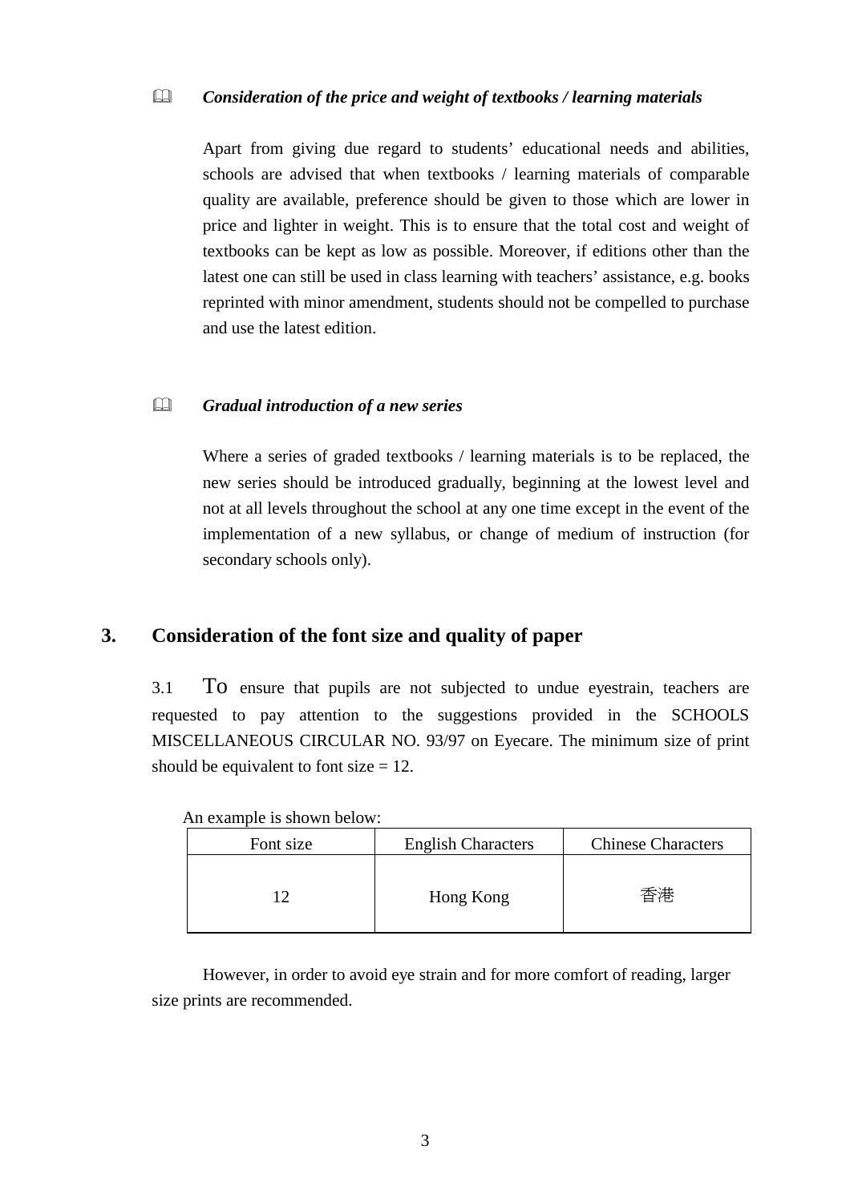📖 ***Consideration of the price and weight of textbooks / learning materials***

Apart from giving due regard to students' educational needs and abilities, schools are advised that when textbooks / learning materials of comparable quality are available, preference should be given to those which are lower in price and lighter in weight. This is to ensure that the total cost and weight of textbooks can be kept as low as possible. Moreover, if editions other than the latest one can still be used in class learning with teachers' assistance, e.g. books reprinted with minor amendment, students should not be compelled to purchase and use the latest edition.

📖 ***Gradual introduction of a new series***

Where a series of graded textbooks / learning materials is to be replaced, the new series should be introduced gradually, beginning at the lowest level and not at all levels throughout the school at any one time except in the event of the implementation of a new syllabus, or change of medium of instruction (for secondary schools only).

## 3. Consideration of the font size and quality of paper

3.1 To ensure that pupils are not subjected to undue eyestrain, teachers are requested to pay attention to the suggestions provided in the SCHOOLS MISCELLANEOUS CIRCULAR NO. 93/97 on Eyecare. The minimum size of print should be equivalent to font size = 12.

An example is shown below:

| Font size | English Characters | Chinese Characters |
| --- | --- | --- |
| 12 | Hong Kong | 香港 |

However, in order to avoid eye strain and for more comfort of reading, larger size prints are recommended.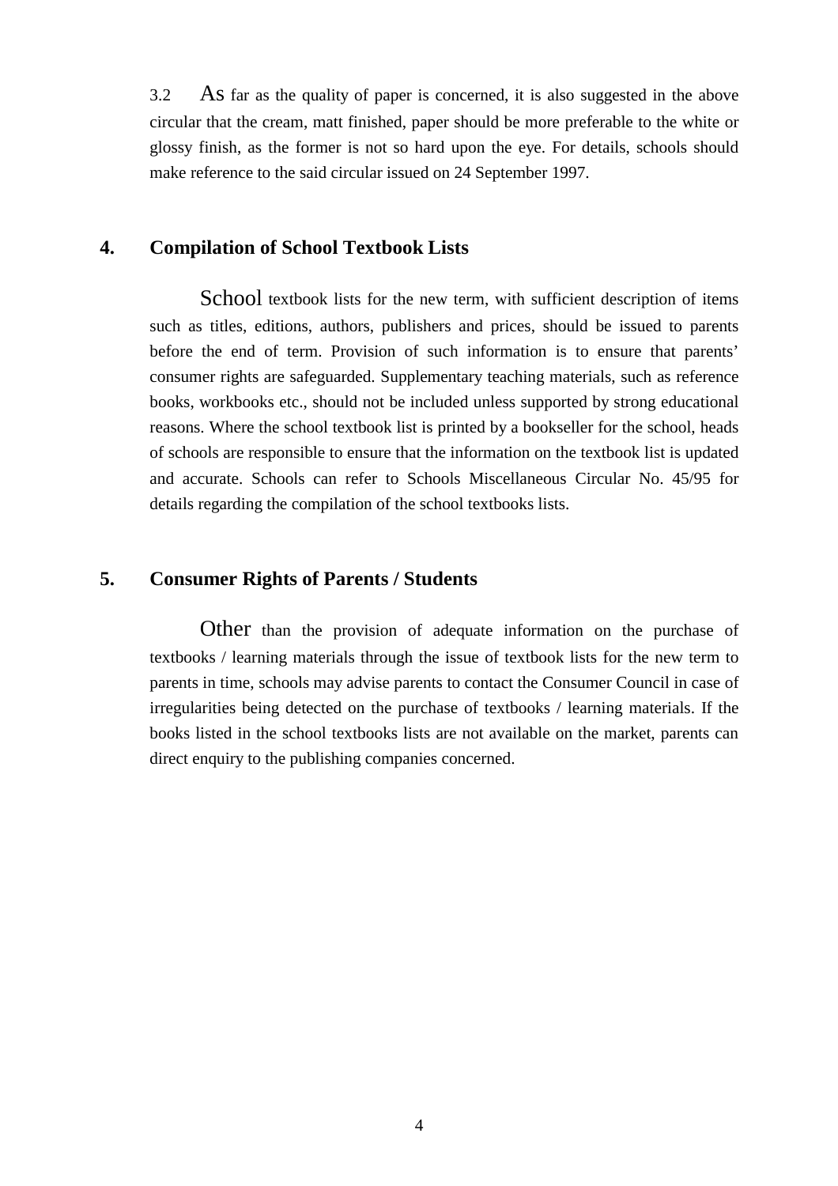3.2 As far as the quality of paper is concerned, it is also suggested in the above circular that the cream, matt finished, paper should be more preferable to the white or glossy finish, as the former is not so hard upon the eye. For details, schools should make reference to the said circular issued on 24 September 1997.

## 4. Compilation of School Textbook Lists

School textbook lists for the new term, with sufficient description of items such as titles, editions, authors, publishers and prices, should be issued to parents before the end of term. Provision of such information is to ensure that parents' consumer rights are safeguarded. Supplementary teaching materials, such as reference books, workbooks etc., should not be included unless supported by strong educational reasons. Where the school textbook list is printed by a bookseller for the school, heads of schools are responsible to ensure that the information on the textbook list is updated and accurate. Schools can refer to Schools Miscellaneous Circular No. 45/95 for details regarding the compilation of the school textbooks lists.

## 5. Consumer Rights of Parents / Students

Other than the provision of adequate information on the purchase of textbooks / learning materials through the issue of textbook lists for the new term to parents in time, schools may advise parents to contact the Consumer Council in case of irregularities being detected on the purchase of textbooks / learning materials. If the books listed in the school textbooks lists are not available on the market, parents can direct enquiry to the publishing companies concerned.